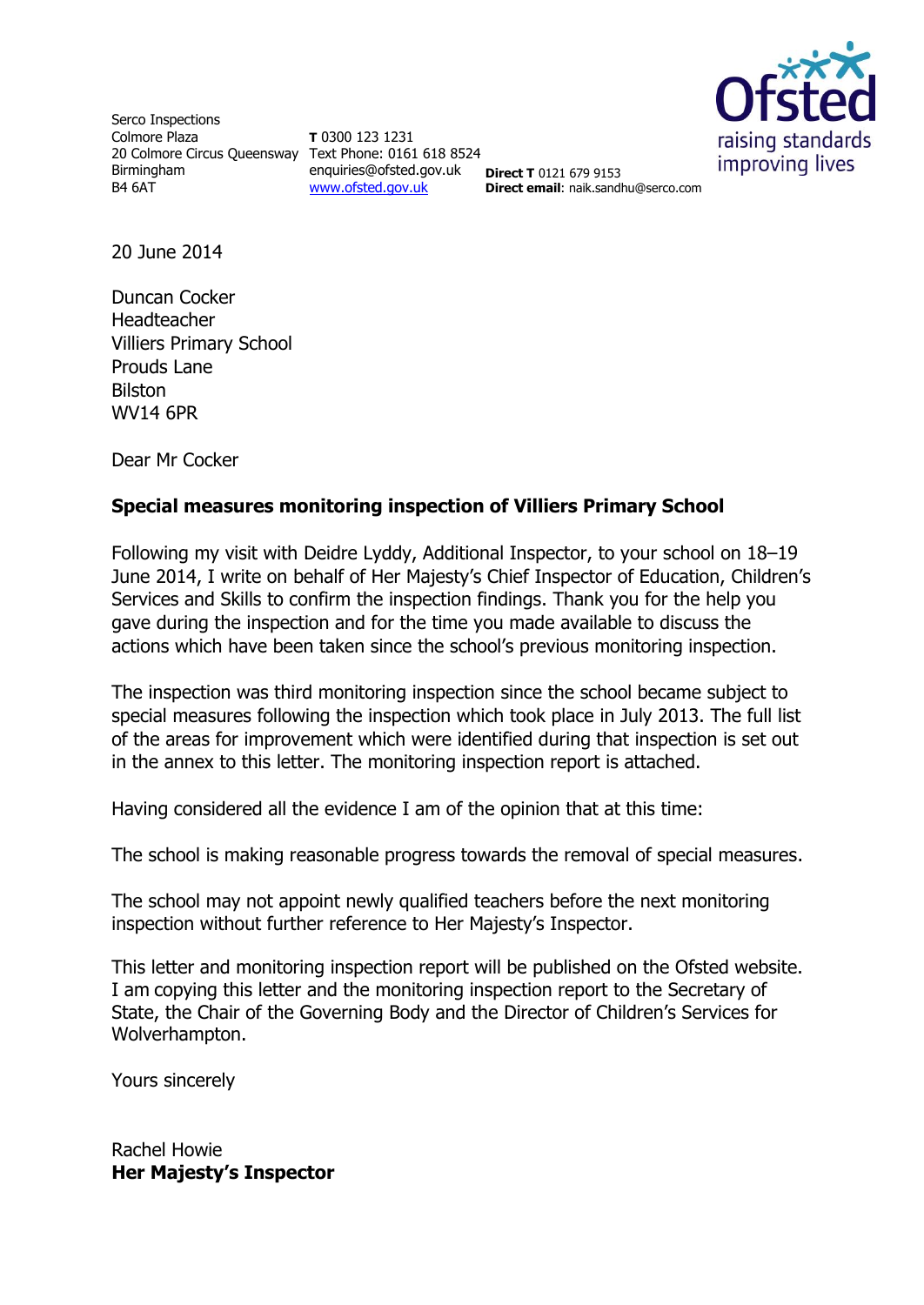Serco Inspections
Colmore Plaza
20 Colmore Circus Queensway
Birmingham
B4 6AT

**T** 0300 123 1231
Text Phone: 0161 618 8524
enquiries@ofsted.gov.uk
www.ofsted.gov.uk

**Direct T** 0121 679 9153
**Direct email**: naik.sandhu@serco.com

Ofsted
raising standards
improving lives

20 June 2014

Duncan Cocker
Headteacher
Villiers Primary School
Prouds Lane
Bilston
WV14 6PR

Dear Mr Cocker

**Special measures monitoring inspection of Villiers Primary School**

Following my visit with Deidre Lyddy, Additional Inspector, to your school on 18–19 June 2014, I write on behalf of Her Majesty's Chief Inspector of Education, Children's Services and Skills to confirm the inspection findings. Thank you for the help you gave during the inspection and for the time you made available to discuss the actions which have been taken since the school's previous monitoring inspection.

The inspection was third monitoring inspection since the school became subject to special measures following the inspection which took place in July 2013. The full list of the areas for improvement which were identified during that inspection is set out in the annex to this letter. The monitoring inspection report is attached.

Having considered all the evidence I am of the opinion that at this time:

The school is making reasonable progress towards the removal of special measures.

The school may not appoint newly qualified teachers before the next monitoring inspection without further reference to Her Majesty's Inspector.

This letter and monitoring inspection report will be published on the Ofsted website. I am copying this letter and the monitoring inspection report to the Secretary of State, the Chair of the Governing Body and the Director of Children's Services for Wolverhampton.

Yours sincerely

Rachel Howie
**Her Majesty's Inspector**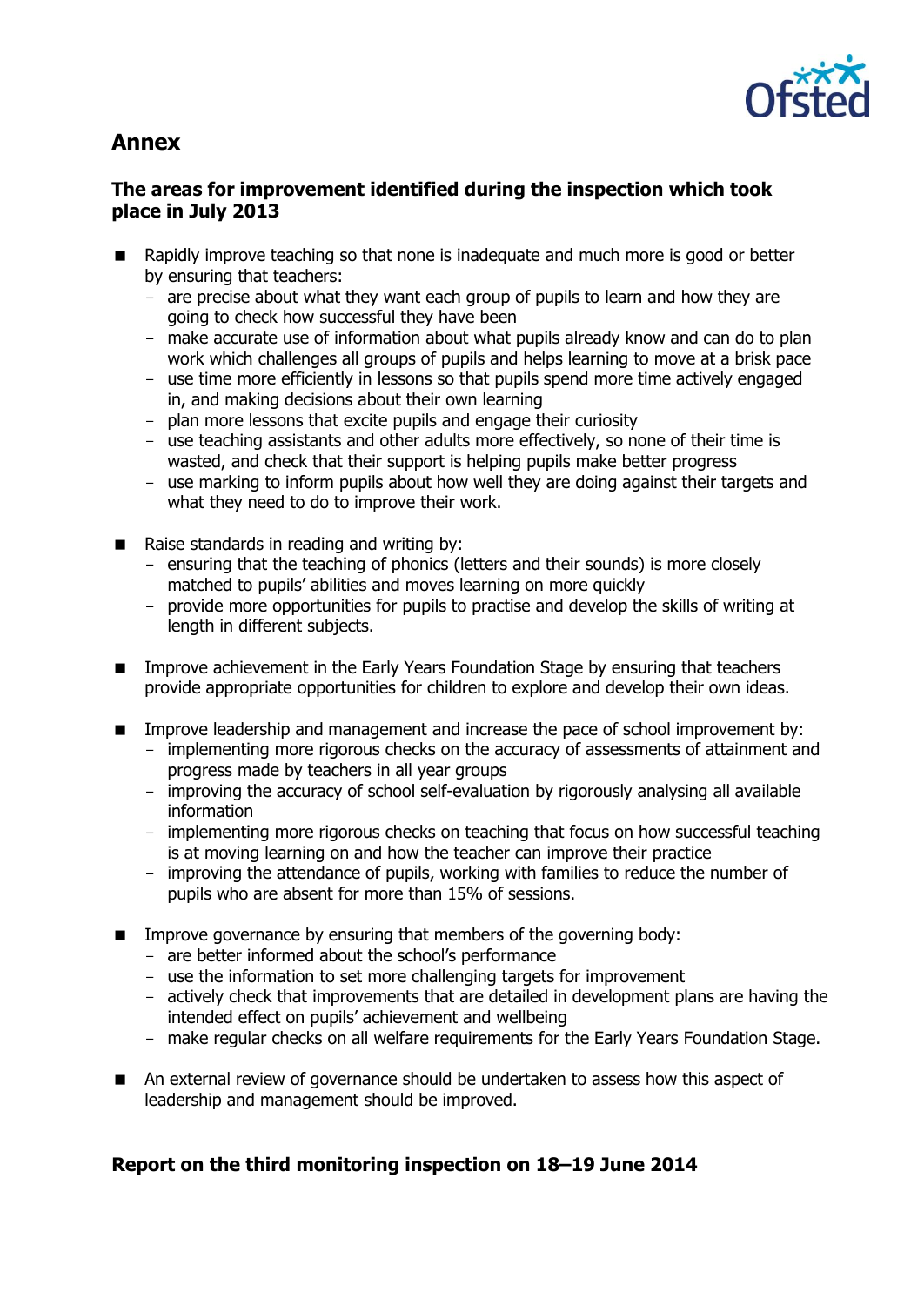## Annex

### The areas for improvement identified during the inspection which took place in July 2013

- Rapidly improve teaching so that none is inadequate and much more is good or better by ensuring that teachers:
  - are precise about what they want each group of pupils to learn and how they are going to check how successful they have been
  - make accurate use of information about what pupils already know and can do to plan work which challenges all groups of pupils and helps learning to move at a brisk pace
  - use time more efficiently in lessons so that pupils spend more time actively engaged in, and making decisions about their own learning
  - plan more lessons that excite pupils and engage their curiosity
  - use teaching assistants and other adults more effectively, so none of their time is wasted, and check that their support is helping pupils make better progress
  - use marking to inform pupils about how well they are doing against their targets and what they need to do to improve their work.

- Raise standards in reading and writing by:
  - ensuring that the teaching of phonics (letters and their sounds) is more closely matched to pupils' abilities and moves learning on more quickly
  - provide more opportunities for pupils to practise and develop the skills of writing at length in different subjects.

- Improve achievement in the Early Years Foundation Stage by ensuring that teachers provide appropriate opportunities for children to explore and develop their own ideas.

- Improve leadership and management and increase the pace of school improvement by:
  - implementing more rigorous checks on the accuracy of assessments of attainment and progress made by teachers in all year groups
  - improving the accuracy of school self-evaluation by rigorously analysing all available information
  - implementing more rigorous checks on teaching that focus on how successful teaching is at moving learning on and how the teacher can improve their practice
  - improving the attendance of pupils, working with families to reduce the number of pupils who are absent for more than 15% of sessions.

- Improve governance by ensuring that members of the governing body:
  - are better informed about the school's performance
  - use the information to set more challenging targets for improvement
  - actively check that improvements that are detailed in development plans are having the intended effect on pupils' achievement and wellbeing
  - make regular checks on all welfare requirements for the Early Years Foundation Stage.

- An external review of governance should be undertaken to assess how this aspect of leadership and management should be improved.

### Report on the third monitoring inspection on 18–19 June 2014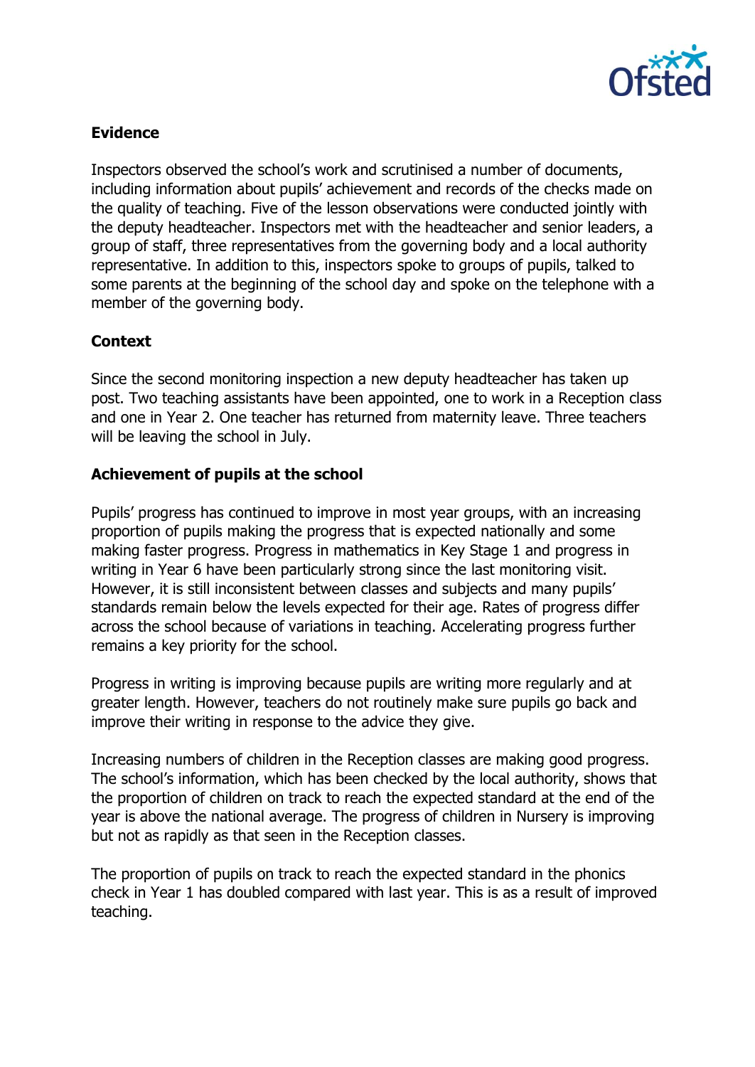## Evidence

Inspectors observed the school's work and scrutinised a number of documents, including information about pupils' achievement and records of the checks made on the quality of teaching. Five of the lesson observations were conducted jointly with the deputy headteacher. Inspectors met with the headteacher and senior leaders, a group of staff, three representatives from the governing body and a local authority representative. In addition to this, inspectors spoke to groups of pupils, talked to some parents at the beginning of the school day and spoke on the telephone with a member of the governing body.

## Context

Since the second monitoring inspection a new deputy headteacher has taken up post. Two teaching assistants have been appointed, one to work in a Reception class and one in Year 2. One teacher has returned from maternity leave. Three teachers will be leaving the school in July.

## Achievement of pupils at the school

Pupils' progress has continued to improve in most year groups, with an increasing proportion of pupils making the progress that is expected nationally and some making faster progress. Progress in mathematics in Key Stage 1 and progress in writing in Year 6 have been particularly strong since the last monitoring visit. However, it is still inconsistent between classes and subjects and many pupils' standards remain below the levels expected for their age. Rates of progress differ across the school because of variations in teaching. Accelerating progress further remains a key priority for the school.

Progress in writing is improving because pupils are writing more regularly and at greater length. However, teachers do not routinely make sure pupils go back and improve their writing in response to the advice they give.

Increasing numbers of children in the Reception classes are making good progress. The school's information, which has been checked by the local authority, shows that the proportion of children on track to reach the expected standard at the end of the year is above the national average. The progress of children in Nursery is improving but not as rapidly as that seen in the Reception classes.

The proportion of pupils on track to reach the expected standard in the phonics check in Year 1 has doubled compared with last year. This is as a result of improved teaching.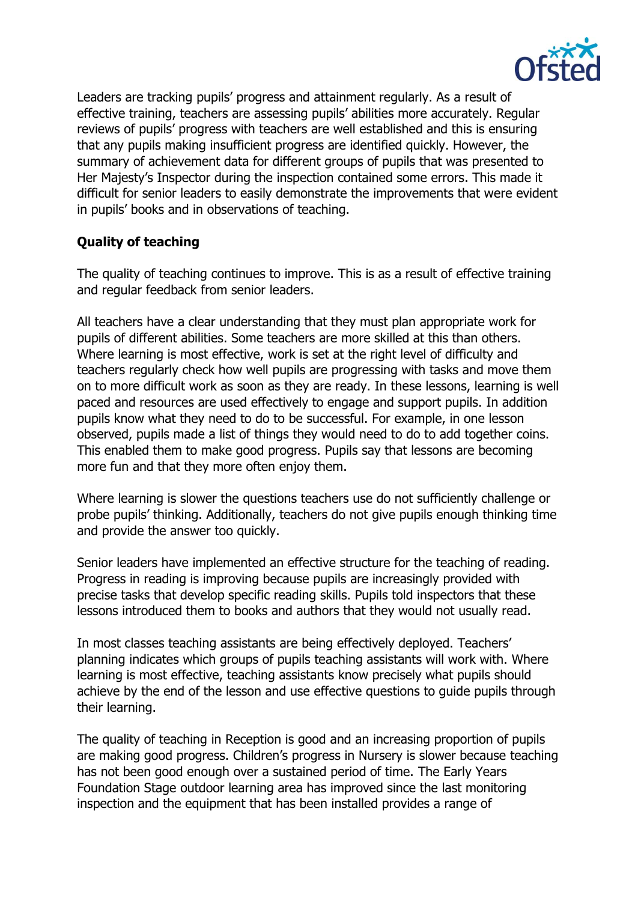Leaders are tracking pupils' progress and attainment regularly. As a result of effective training, teachers are assessing pupils' abilities more accurately. Regular reviews of pupils' progress with teachers are well established and this is ensuring that any pupils making insufficient progress are identified quickly. However, the summary of achievement data for different groups of pupils that was presented to Her Majesty's Inspector during the inspection contained some errors. This made it difficult for senior leaders to easily demonstrate the improvements that were evident in pupils' books and in observations of teaching.

**Quality of teaching**

The quality of teaching continues to improve. This is as a result of effective training and regular feedback from senior leaders.

All teachers have a clear understanding that they must plan appropriate work for pupils of different abilities. Some teachers are more skilled at this than others. Where learning is most effective, work is set at the right level of difficulty and teachers regularly check how well pupils are progressing with tasks and move them on to more difficult work as soon as they are ready. In these lessons, learning is well paced and resources are used effectively to engage and support pupils. In addition pupils know what they need to do to be successful. For example, in one lesson observed, pupils made a list of things they would need to do to add together coins. This enabled them to make good progress. Pupils say that lessons are becoming more fun and that they more often enjoy them.

Where learning is slower the questions teachers use do not sufficiently challenge or probe pupils' thinking. Additionally, teachers do not give pupils enough thinking time and provide the answer too quickly.

Senior leaders have implemented an effective structure for the teaching of reading. Progress in reading is improving because pupils are increasingly provided with precise tasks that develop specific reading skills. Pupils told inspectors that these lessons introduced them to books and authors that they would not usually read.

In most classes teaching assistants are being effectively deployed. Teachers' planning indicates which groups of pupils teaching assistants will work with. Where learning is most effective, teaching assistants know precisely what pupils should achieve by the end of the lesson and use effective questions to guide pupils through their learning.

The quality of teaching in Reception is good and an increasing proportion of pupils are making good progress. Children's progress in Nursery is slower because teaching has not been good enough over a sustained period of time. The Early Years Foundation Stage outdoor learning area has improved since the last monitoring inspection and the equipment that has been installed provides a range of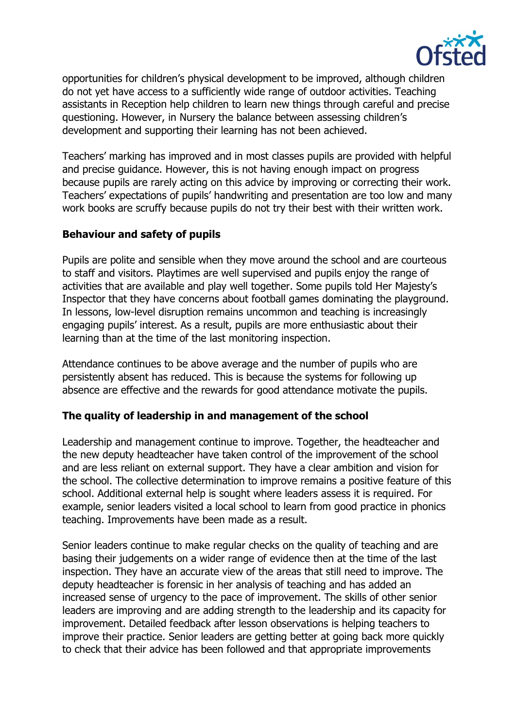opportunities for children's physical development to be improved, although children do not yet have access to a sufficiently wide range of outdoor activities. Teaching assistants in Reception help children to learn new things through careful and precise questioning. However, in Nursery the balance between assessing children's development and supporting their learning has not been achieved.

Teachers' marking has improved and in most classes pupils are provided with helpful and precise guidance. However, this is not having enough impact on progress because pupils are rarely acting on this advice by improving or correcting their work. Teachers' expectations of pupils' handwriting and presentation are too low and many work books are scruffy because pupils do not try their best with their written work.

**Behaviour and safety of pupils**

Pupils are polite and sensible when they move around the school and are courteous to staff and visitors. Playtimes are well supervised and pupils enjoy the range of activities that are available and play well together. Some pupils told Her Majesty's Inspector that they have concerns about football games dominating the playground. In lessons, low-level disruption remains uncommon and teaching is increasingly engaging pupils' interest. As a result, pupils are more enthusiastic about their learning than at the time of the last monitoring inspection.

Attendance continues to be above average and the number of pupils who are persistently absent has reduced. This is because the systems for following up absence are effective and the rewards for good attendance motivate the pupils.

**The quality of leadership in and management of the school**

Leadership and management continue to improve. Together, the headteacher and the new deputy headteacher have taken control of the improvement of the school and are less reliant on external support. They have a clear ambition and vision for the school. The collective determination to improve remains a positive feature of this school. Additional external help is sought where leaders assess it is required. For example, senior leaders visited a local school to learn from good practice in phonics teaching. Improvements have been made as a result.

Senior leaders continue to make regular checks on the quality of teaching and are basing their judgements on a wider range of evidence then at the time of the last inspection. They have an accurate view of the areas that still need to improve. The deputy headteacher is forensic in her analysis of teaching and has added an increased sense of urgency to the pace of improvement. The skills of other senior leaders are improving and are adding strength to the leadership and its capacity for improvement. Detailed feedback after lesson observations is helping teachers to improve their practice. Senior leaders are getting better at going back more quickly to check that their advice has been followed and that appropriate improvements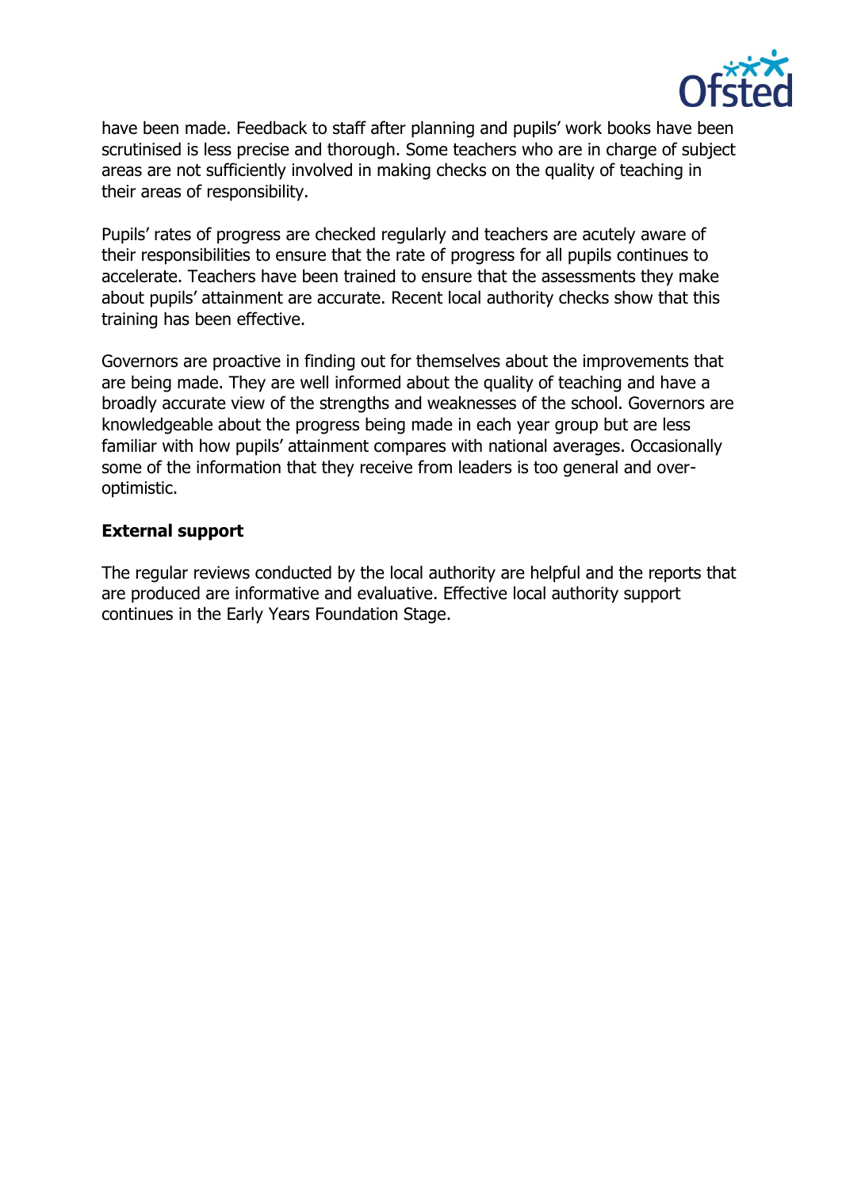have been made. Feedback to staff after planning and pupils' work books have been scrutinised is less precise and thorough. Some teachers who are in charge of subject areas are not sufficiently involved in making checks on the quality of teaching in their areas of responsibility.

Pupils' rates of progress are checked regularly and teachers are acutely aware of their responsibilities to ensure that the rate of progress for all pupils continues to accelerate. Teachers have been trained to ensure that the assessments they make about pupils' attainment are accurate. Recent local authority checks show that this training has been effective.

Governors are proactive in finding out for themselves about the improvements that are being made. They are well informed about the quality of teaching and have a broadly accurate view of the strengths and weaknesses of the school. Governors are knowledgeable about the progress being made in each year group but are less familiar with how pupils' attainment compares with national averages. Occasionally some of the information that they receive from leaders is too general and over-optimistic.

**External support**

The regular reviews conducted by the local authority are helpful and the reports that are produced are informative and evaluative. Effective local authority support continues in the Early Years Foundation Stage.